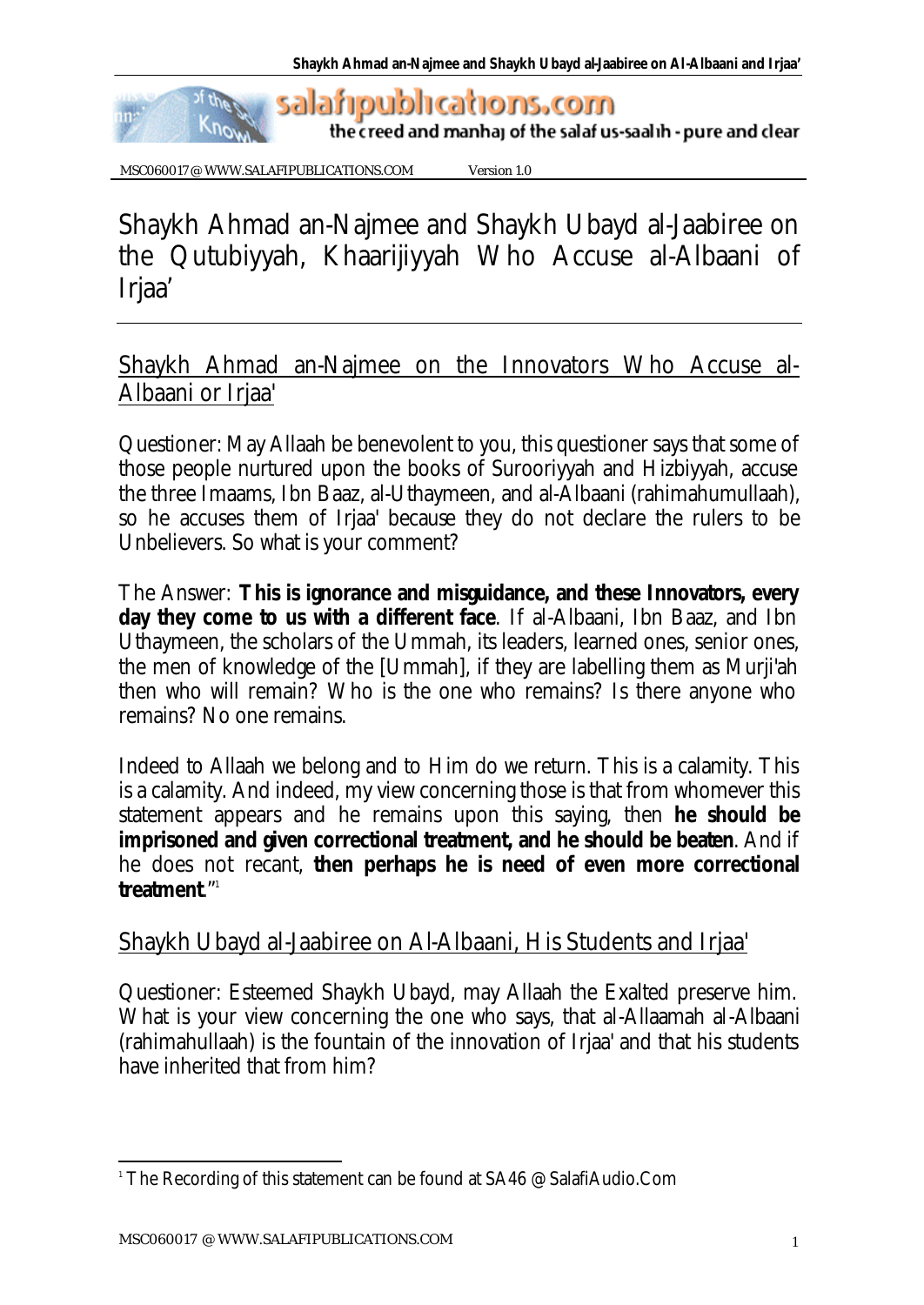MSC060017 @ WWW.SALAFIPUBLICATIONS.COM Version 1.0

# Shaykh Ahmad an-Najmee and Shaykh Ubayd al-Jaabiree on the Qutubiyyah, Khaarijiyyah Who Accuse al-Albaani of Irjaa'

## Shaykh Ahmad an-Najmee on the Innovators Who Accuse al-Albaani or Irjaa'

Questioner: May Allaah be benevolent to you, this questioner says that some of those people nurtured upon the books of Surooriyyah and Hizbiyyah, accuse the three Imaams, Ibn Baaz, al-Uthaymeen, and al-Albaani (rahimahumullaah), so he accuses them of Irjaa' because they do not declare the rulers to be Unbelievers. So what is your comment?

The Answer: **This is ignorance and misguidance, and these Innovators, every day they come to us with a different face**. If al-Albaani, Ibn Baaz, and Ibn Uthaymeen, the scholars of the Ummah, its leaders, learned ones, senior ones, the men of knowledge of the [Ummah], if they are labelling them as Murji'ah then who will remain? Who is the one who remains? Is there anyone who remains? No one remains.

Indeed to Allaah we belong and to Him do we return. This is a calamity. This is a calamity. And indeed, my view concerning those is that from whomever this statement appears and he remains upon this saying, then **he should be imprisoned and given correctional treatment, and he should be beaten**. And if he does not recant, **then perhaps he is need of even more correctional treatment**."[1]

## Shaykh Ubayd al-Jaabiree on Al-Albaani, His Students and Irjaa'

Questioner: Esteemed Shaykh Ubayd, may Allaah the Exalted preserve him. What is your view concerning the one who says, that al-Allaamah al-Albaani (rahimahullaah) is the fountain of the innovation of Irjaa' and that his students have inherited that from him?

[1] The Recording of this statement can be found at SA46 @ SalafiAudio.Com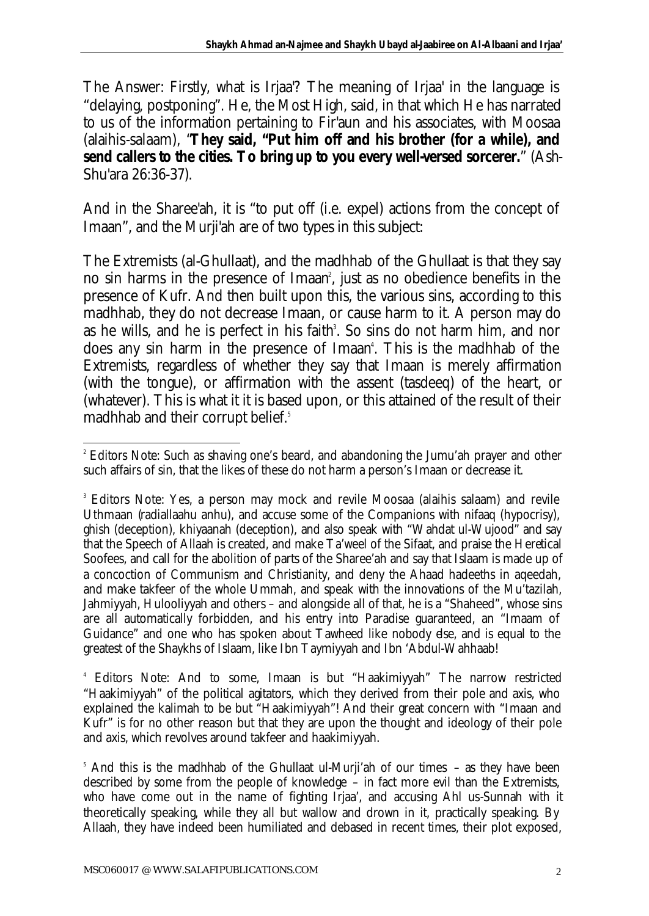The Answer: Firstly, what is Irjaa'? The meaning of Irjaa' in the language is "delaying, postponing". He, the Most High, said, in that which He has narrated to us of the information pertaining to Fir'aun and his associates, with Moosaa (alaihis-salaam), "**They said, "Put him off and his brother (for a while), and send callers to the cities. To bring up to you every well-versed sorcerer.**" (Ash-Shu'ara 26:36-37).

And in the Sharee'ah, it is "to put off (i.e. expel) actions from the concept of Imaan", and the Murji'ah are of two types in this subject:

The Extremists (al-Ghullaat), and the madhhab of the Ghullaat is that they say no sin harms in the presence of Imaan[2], just as no obedience benefits in the presence of Kufr. And then built upon this, the various sins, according to this madhhab, they do not decrease Imaan, or cause harm to it. A person may do as he wills, and he is perfect in his faith[3]. So sins do not harm him, and nor does any sin harm in the presence of Imaan[4]. This is the madhhab of the Extremists, regardless of whether they say that Imaan is merely affirmation (with the tongue), or affirmation with the assent (tasdeeq) of the heart, or (whatever). This is what it it is based upon, or this attained of the result of their madhhab and their corrupt belief.[5]

---

[2] Editors Note: Such as shaving one's beard, and abandoning the Jumu'ah prayer and other such affairs of sin, that the likes of these do not harm a person's Imaan or decrease it.

[3] Editors Note: Yes, a person may mock and revile Moosaa (alaihis salaam) and revile Uthmaan (radiallaahu anhu), and accuse some of the Companions with nifaaq (hypocrisy), ghish (deception), khiyaanah (deception), and also speak with "Wahdat ul-Wujood" and say that the Speech of Allaah is created, and make Ta'weel of the Sifaat, and praise the Heretical Soofees, and call for the abolition of parts of the Sharee'ah and say that Islaam is made up of a concoction of Communism and Christianity, and deny the Ahaad hadeeths in aqeedah, and make takfeer of the whole Ummah, and speak with the innovations of the Mu'tazilah, Jahmiyyah, Hulooliyyah and others – and alongside all of that, he is a "Shaheed", whose sins are all automatically forbidden, and his entry into Paradise guaranteed, an "Imaam of Guidance" and one who has spoken about Tawheed like nobody else, and is equal to the greatest of the Shaykhs of Islaam, like Ibn Taymiyyah and Ibn 'Abdul-Wahhaab!

[4] Editors Note: And to some, Imaan is but "Haakimiyyah" The narrow restricted "Haakimiyyah" of the political agitators, which they derived from their pole and axis, who explained the kalimah to be but "Haakimiyyah"! And their great concern with "Imaan and Kufr" is for no other reason but that they are upon the thought and ideology of their pole and axis, which revolves around takfeer and haakimiyyah.

[5] And this is the madhhab of the Ghullaat ul-Murji'ah of our times – as they have been described by some from the people of knowledge – in fact more evil than the Extremists, who have come out in the name of fighting Irjaa', and accusing Ahl us-Sunnah with it theoretically speaking, while they all but wallow and drown in it, practically speaking. By Allaah, they have indeed been humiliated and debased in recent times, their plot exposed,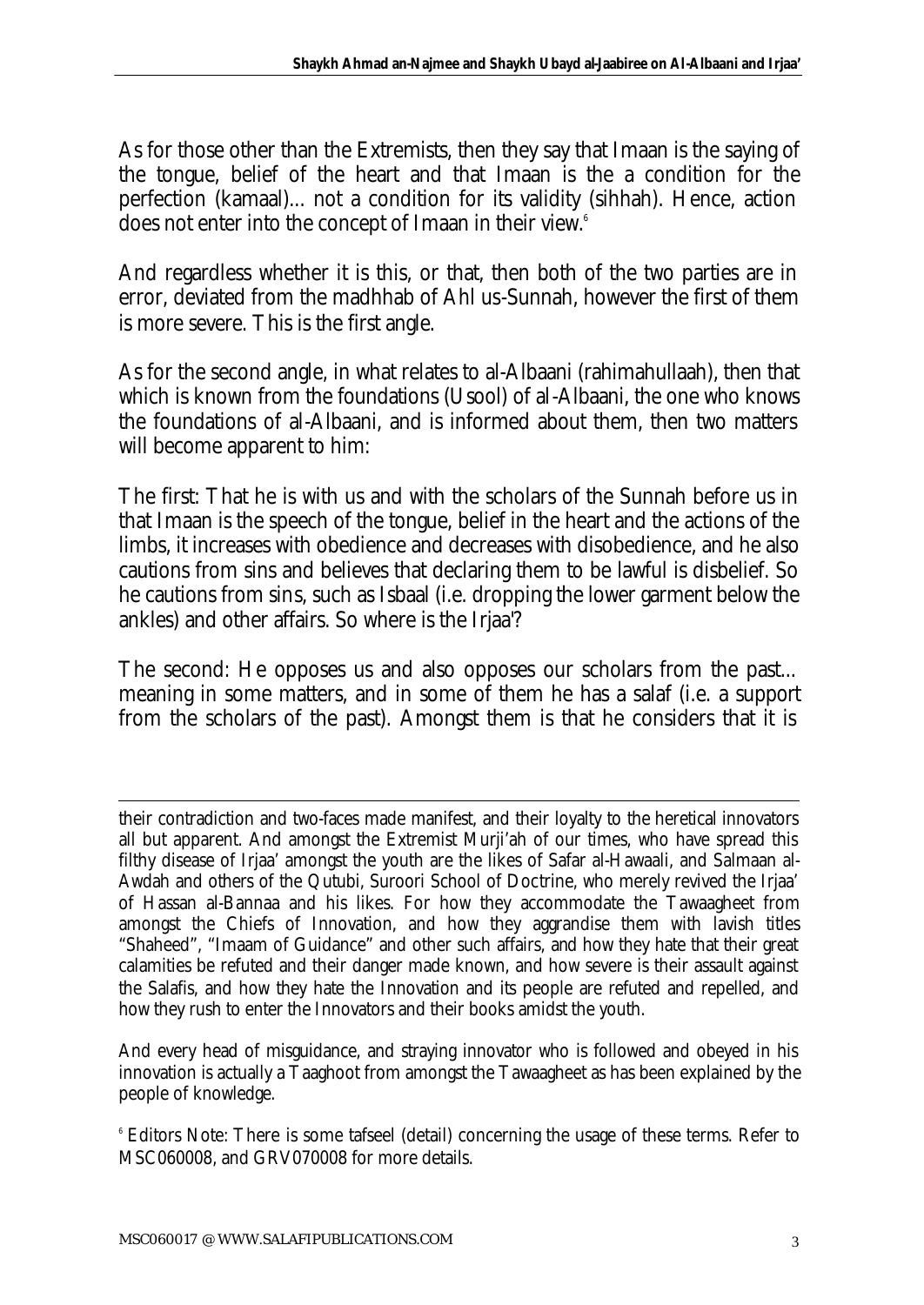As for those other than the Extremists, then they say that Imaan is the saying of the tongue, belief of the heart and that Imaan is the a condition for the perfection (kamaal)... not a condition for its validity (sihhah). Hence, action does not enter into the concept of Imaan in their view.[6]

And regardless whether it is this, or that, then both of the two parties are in error, deviated from the madhhab of Ahl us-Sunnah, however the first of them is more severe. This is the first angle.

As for the second angle, in what relates to al-Albaani (rahimahullaah), then that which is known from the foundations (Usool) of al-Albaani, the one who knows the foundations of al-Albaani, and is informed about them, then two matters will become apparent to him:

The first: That he is with us and with the scholars of the Sunnah before us in that Imaan is the speech of the tongue, belief in the heart and the actions of the limbs, it increases with obedience and decreases with disobedience, and he also cautions from sins and believes that declaring them to be lawful is disbelief. So he cautions from sins, such as Isbaal (i.e. dropping the lower garment below the ankles) and other affairs. So where is the Irjaa'?

The second: He opposes us and also opposes our scholars from the past... meaning in some matters, and in some of them he has a salaf (i.e. a support from the scholars of the past). Amongst them is that he considers that it is

---

their contradiction and two-faces made manifest, and their loyalty to the heretical innovators all but apparent. And amongst the Extremist Murji'ah of our times, who have spread this filthy disease of Irjaa' amongst the youth are the likes of Safar al-Hawaali, and Salmaan al-Awdah and others of the Qutubi, Suroori School of Doctrine, who merely revived the Irjaa' of Hassan al-Bannaa and his likes. For how they accommodate the Tawaagheet from amongst the Chiefs of Innovation, and how they aggrandise them with lavish titles "Shaheed", "Imaam of Guidance" and other such affairs, and how they hate that their great calamities be refuted and their danger made known, and how severe is their assault against the Salafis, and how they hate the Innovation and its people are refuted and repelled, and how they rush to enter the Innovators and their books amidst the youth.

And every head of misguidance, and straying innovator who is followed and obeyed in his innovation is actually a Taaghoot from amongst the Tawaagheet as has been explained by the people of knowledge.

[6] Editors Note: There is some tafseel (detail) concerning the usage of these terms. Refer to MSC060008, and GRV070008 for more details.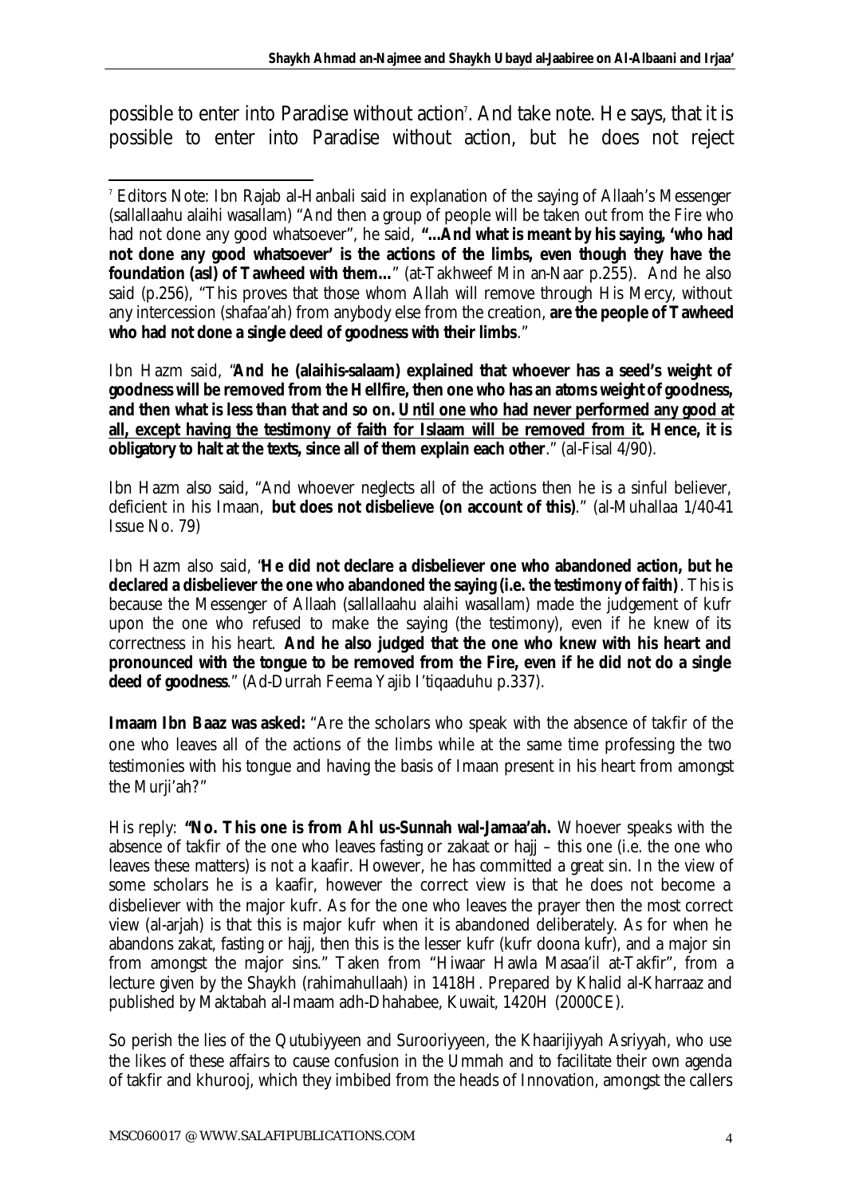possible to enter into Paradise without action[7]. And take note. He says, that it is possible to enter into Paradise without action, but he does not reject

---

[7] Editors Note: Ibn Rajab al-Hanbali said in explanation of the saying of Allaah's Messenger (sallallaahu alaihi wasallam) "And then a group of people will be taken out from the Fire who had not done any good whatsoever", he said, **"...And what is meant by his saying, 'who had not done any good whatsoever' is the actions of the limbs, even though they have the foundation (asl) of Tawheed with them..."** (at-Takhweef Min an-Naar p.255). And he also said (p.256), "This proves that those whom Allah will remove through His Mercy, without any intercession (shafaa'ah) from anybody else from the creation, **are the people of Tawheed who had not done a single deed of goodness with their limbs**."

Ibn Hazm said, "**And he (alaihis-salaam) explained that whoever has a seed's weight of goodness will be removed from the Hellfire, then one who has an atoms weight of goodness, and then what is less than that and so on. <u>Until one who had never performed any good at all, except having the testimony of faith for Islaam will be removed from it.</u> Hence, it is obligatory to halt at the texts, since all of them explain each other**." (al-Fisal 4/90).

Ibn Hazm also said, "And whoever neglects all of the actions then he is a sinful believer, deficient in his Imaan, **but does not disbelieve (on account of this)**." (al-Muhallaa 1/40-41 Issue No. 79)

Ibn Hazm also said, "**He did not declare a disbeliever one who abandoned action, but he declared a disbeliever the one who abandoned the saying (i.e. the testimony of faith)**. This is because the Messenger of Allaah (sallallaahu alaihi wasallam) made the judgement of kufr upon the one who refused to make the saying (the testimony), even if he knew of its correctness in his heart. **And he also judged that the one who knew with his heart and pronounced with the tongue to be removed from the Fire, even if he did not do a single deed of goodness**." (Ad-Durrah Feema Yajib I'tiqaaduhu p.337).

**Imaam Ibn Baaz was asked:** "Are the scholars who speak with the absence of takfir of the one who leaves all of the actions of the limbs while at the same time professing the two testimonies with his tongue and having the basis of Imaan present in his heart from amongst the Murji'ah?"

His reply: **"No. This one is from Ahl us-Sunnah wal-Jamaa'ah.** Whoever speaks with the absence of takfir of the one who leaves fasting or zakaat or hajj – this one (i.e. the one who leaves these matters) is not a kaafir. However, he has committed a great sin. In the view of some scholars he is a kaafir, however the correct view is that he does not become a disbeliever with the major kufr. As for the one who leaves the prayer then the most correct view (al-arjah) is that this is major kufr when it is abandoned deliberately. As for when he abandons zakat, fasting or hajj, then this is the lesser kufr (kufr doona kufr), and a major sin from amongst the major sins." Taken from "Hiwaar Hawla Masaa'il at-Takfir", from a lecture given by the Shaykh (rahimahullaah) in 1418H. Prepared by Khalid al-Kharraaz and published by Maktabah al-Imaam adh-Dhahabee, Kuwait, 1420H (2000CE).

So perish the lies of the Qutubiyyeen and Surooriyyeen, the Khaarijiyyah Asriyyah, who use the likes of these affairs to cause confusion in the Ummah and to facilitate their own agenda of takfir and khurooj, which they imbibed from the heads of Innovation, amongst the callers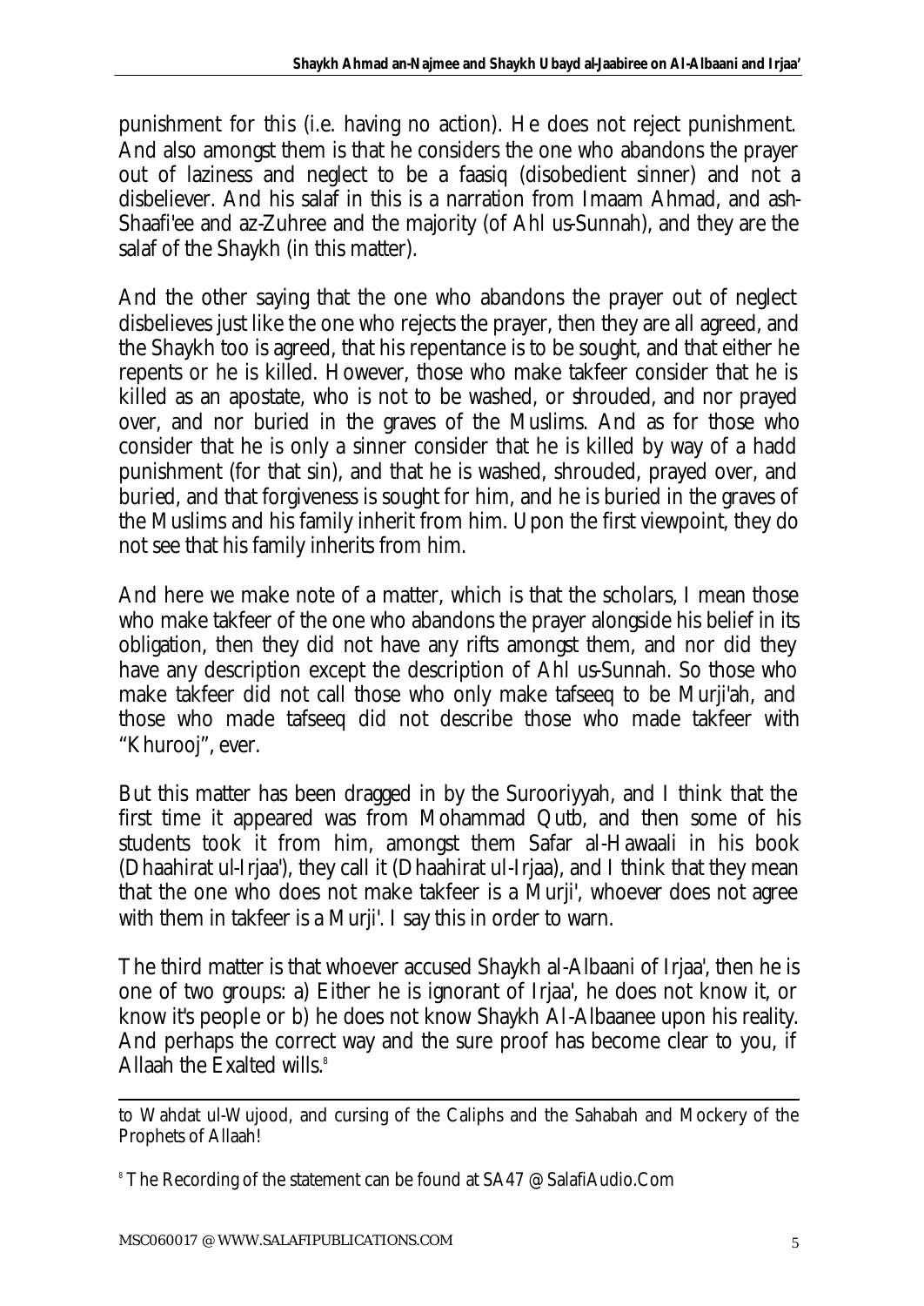punishment for this (i.e. having no action). He does not reject punishment. And also amongst them is that he considers the one who abandons the prayer out of laziness and neglect to be a faasiq (disobedient sinner) and not a disbeliever. And his salaf in this is a narration from Imaam Ahmad, and ash-Shaafi'ee and az-Zuhree and the majority (of Ahl us-Sunnah), and they are the salaf of the Shaykh (in this matter).

And the other saying that the one who abandons the prayer out of neglect disbelieves just like the one who rejects the prayer, then they are all agreed, and the Shaykh too is agreed, that his repentance is to be sought, and that either he repents or he is killed. However, those who make takfeer consider that he is killed as an apostate, who is not to be washed, or shrouded, and nor prayed over, and nor buried in the graves of the Muslims. And as for those who consider that he is only a sinner consider that he is killed by way of a hadd punishment (for that sin), and that he is washed, shrouded, prayed over, and buried, and that forgiveness is sought for him, and he is buried in the graves of the Muslims and his family inherit from him. Upon the first viewpoint, they do not see that his family inherits from him.

And here we make note of a matter, which is that the scholars, I mean those who make takfeer of the one who abandons the prayer alongside his belief in its obligation, then they did not have any rifts amongst them, and nor did they have any description except the description of Ahl us-Sunnah. So those who make takfeer did not call those who only make tafseeq to be Murji'ah, and those who made tafseeq did not describe those who made takfeer with "Khurooj", ever.

But this matter has been dragged in by the Soorooriyyah, and I think that the first time it appeared was from Mohammad Qutb, and then some of his students took it from him, amongst them Safar al-Hawaali in his book (Dhaahirat ul-Irjaa'), they call it (Dhaahirat ul-Irjaa), and I think that they mean that the one who does not make takfeer is a Murji', whoever does not agree with them in takfeer is a Murji'. I say this in order to warn.

The third matter is that whoever accused Shaykh al-Albaani of Irjaa', then he is one of two groups: a) Either he is ignorant of Irjaa', he does not know it, or know it's people or b) he does not know Shaykh Al-Albaanee upon his reality. And perhaps the correct way and the sure proof has become clear to you, if Allaah the Exalted wills.[8]

---

to Wahdat ul-Wujood, and cursing of the Caliphs and the Sahabah and Mockery of the Prophets of Allaah!

[8] The Recording of the statement can be found at SA47 @ SalafiAudio.Com